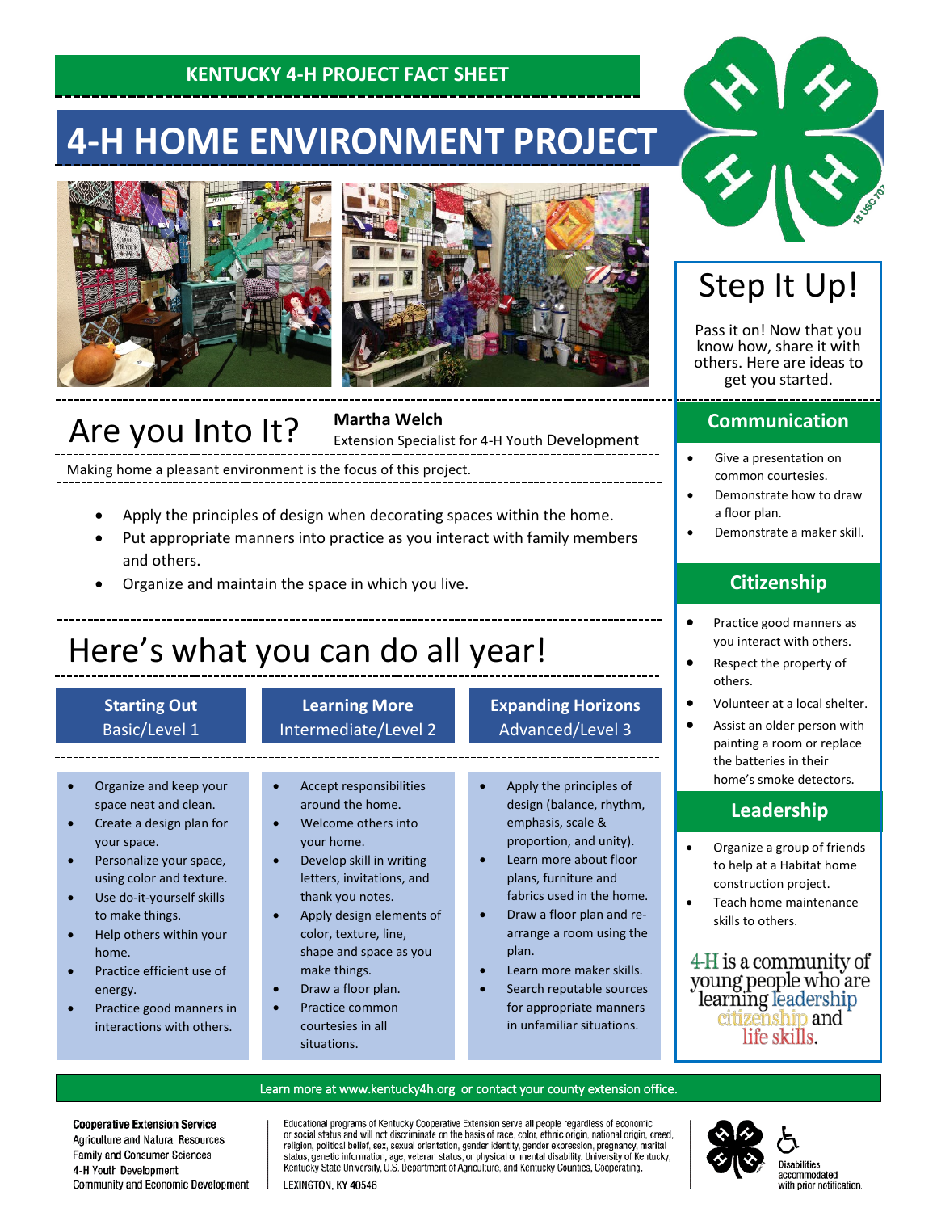KENTUCKY 4-H PROJECT FACT SHEET

# 4-H HOME ENVIRONMENT PROJECT

## Are you Into It?

**Martha Welch**
Extension Specialist for 4-H Youth Development

Making home a pleasant environment is the focus of this project.

- Apply the principles of design when decorating spaces within the home.
- Put appropriate manners into practice as you interact with family members and others.
- Organize and maintain the space in which you live.

## Here's what you can do all year!

### Starting Out
Basic/Level 1

- Organize and keep your space neat and clean.
- Create a design plan for your space.
- Personalize your space, using color and texture.
- Use do-it-yourself skills to make things.
- Help others within your home.
- Practice efficient use of energy.
- Practice good manners in interactions with others.

### Learning More
Intermediate/Level 2

- Accept responsibilities around the home.
- Welcome others into your home.
- Develop skill in writing letters, invitations, and thank you notes.
- Apply design elements of color, texture, line, shape and space as you make things.
- Draw a floor plan.
- Practice common courtesies in all situations.

### Expanding Horizons
Advanced/Level 3

- Apply the principles of design (balance, rhythm, emphasis, scale & proportion, and unity).
- Learn more about floor plans, furniture and fabrics used in the home.
- Draw a floor plan and re-arrange a room using the plan.
- Learn more maker skills.
- Search reputable sources for appropriate manners in unfamiliar situations.

## Step It Up!

Pass it on! Now that you know how, share it with others. Here are ideas to get you started.

### Communication

- Give a presentation on common courtesies.
- Demonstrate how to draw a floor plan.
- Demonstrate a maker skill.

### Citizenship

- Practice good manners as you interact with others.
- Respect the property of others.
- Volunteer at a local shelter.
- Assist an older person with painting a room or replace the batteries in their home's smoke detectors.

### Leadership

- Organize a group of friends to help at a Habitat home construction project.
- Teach home maintenance skills to others.

4-H is a community of young people who are learning leadership citizenship and life skills.

Learn more at www.kentucky4h.org or contact your county extension office.

**Cooperative Extension Service**
Agriculture and Natural Resources
Family and Consumer Sciences
4-H Youth Development
Community and Economic Development

Educational programs of Kentucky Cooperative Extension serve all people regardless of economic or social status and will not discriminate on the basis of race, color, ethnic origin, national origin, creed, religion, political belief, sex, sexual orientation, gender identity, gender expression, pregnancy, marital status, genetic information, age, veteran status, or physical or mental disability. University of Kentucky, Kentucky State University, U.S. Department of Agriculture, and Kentucky Counties, Cooperating.
LEXINGTON, KY 40546

Disabilities accommodated with prior notification.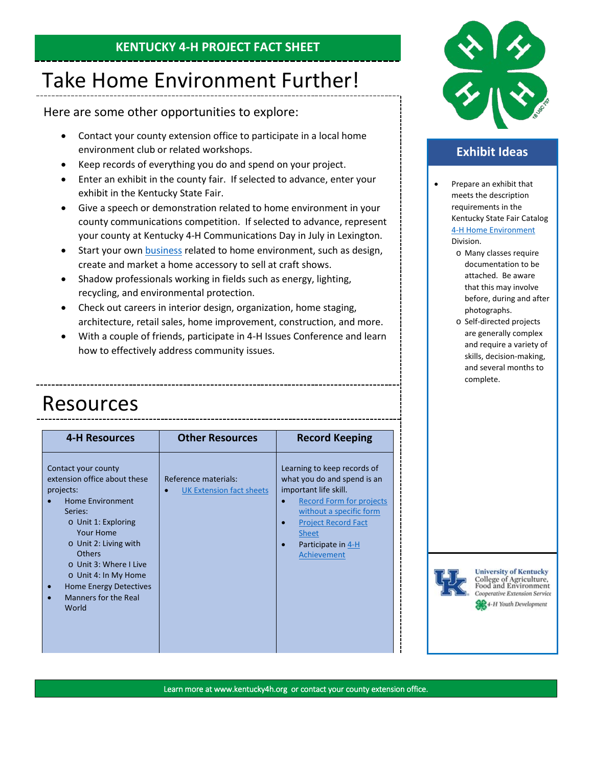**KENTUCKY 4-H PROJECT FACT SHEET**

# Take Home Environment Further!

Here are some other opportunities to explore:

- Contact your county extension office to participate in a local home environment club or related workshops.
- Keep records of everything you do and spend on your project.
- Enter an exhibit in the county fair. If selected to advance, enter your exhibit in the Kentucky State Fair.
- Give a speech or demonstration related to home environment in your county communications competition. If selected to advance, represent your county at Kentucky 4-H Communications Day in July in Lexington.
- Start your own business related to home environment, such as design, create and market a home accessory to sell at craft shows.
- Shadow professionals working in fields such as energy, lighting, recycling, and environmental protection.
- Check out careers in interior design, organization, home staging, architecture, retail sales, home improvement, construction, and more.
- With a couple of friends, participate in 4-H Issues Conference and learn how to effectively address community issues.

# Resources

| 4-H Resources | Other Resources | Record Keeping |
|---|---|---|
| Contact your county extension office about these projects:<br>• Home Environment Series:<br>  o Unit 1: Exploring Your Home<br>  o Unit 2: Living with Others<br>  o Unit 3: Where I Live<br>  o Unit 4: In My Home<br>• Home Energy Detectives<br>• Manners for the Real World | Reference materials:<br>• UK Extension fact sheets | Learning to keep records of what you do and spend is an important life skill.<br>• Record Form for projects without a specific form<br>• Project Record Fact Sheet<br>• Participate in 4-H Achievement |

## Exhibit Ideas

- Prepare an exhibit that meets the description requirements in the Kentucky State Fair Catalog 4-H Home Environment Division.
  - Many classes require documentation to be attached. Be aware that this may involve before, during and after photographs.
  - Self-directed projects are generally complex and require a variety of skills, decision-making, and several months to complete.

University of Kentucky
College of Agriculture, Food and Environment
Cooperative Extension Service
4-H Youth Development

Learn more at www.kentucky4h.org or contact your county extension office.